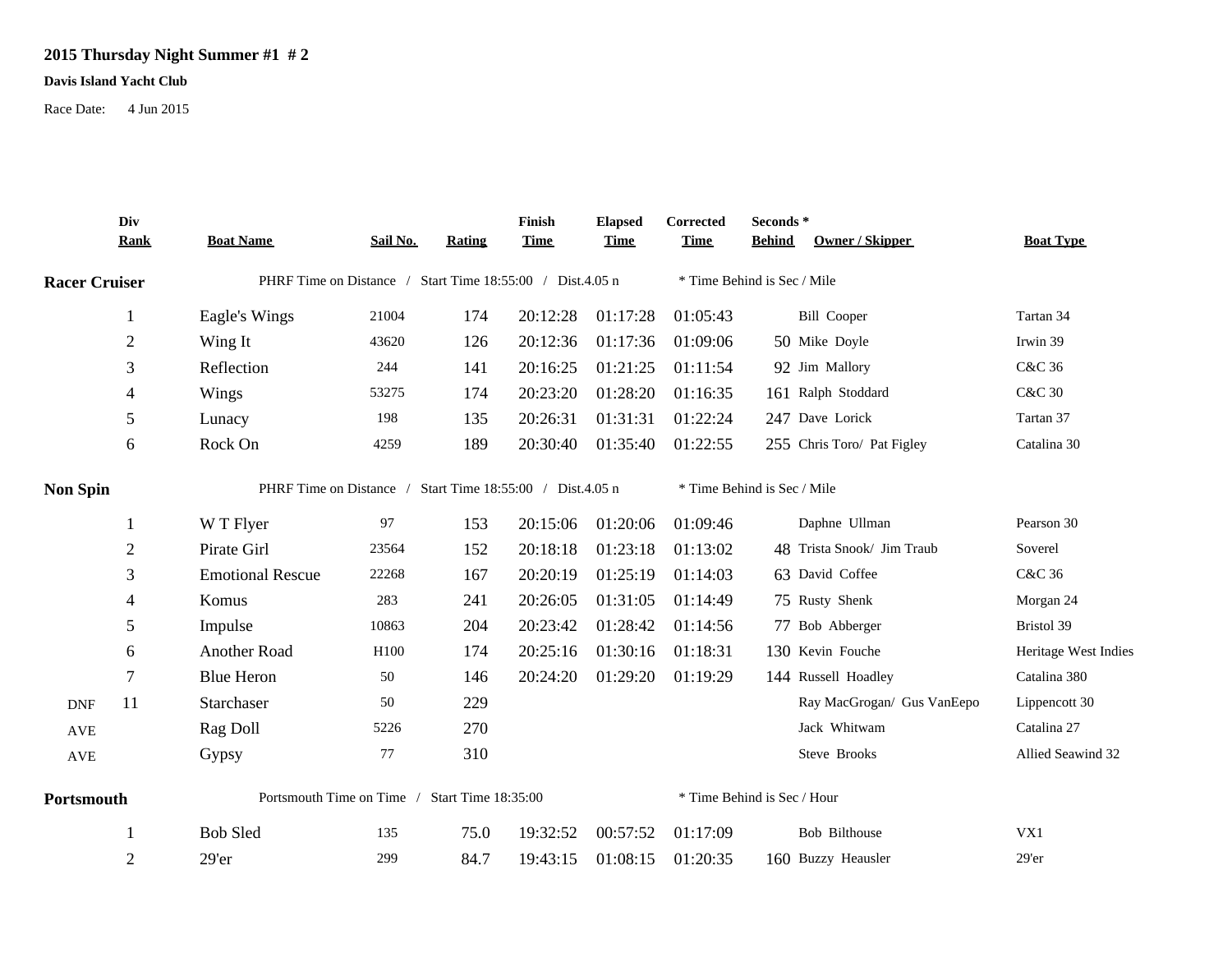**2015 Thursday Night Summer #1 # 2**

**Davis Island Yacht Club**

Race Date: 4 Jun 2015

| | Div Rank | Boat Name | Sail No. | Rating | Finish Time | Elapsed Time | Corrected Time | Seconds * Behind | Owner / Skipper | Boat Type |
|---|---|---|---|---|---|---|---|---|---|---|
| **Racer Cruiser** | | PHRF Time on Distance / Start Time 18:55:00 / Dist.4.05 n | | | | | * Time Behind is Sec / Mile | | | |
| | 1 | Eagle's Wings | 21004 | 174 | 20:12:28 | 01:17:28 | 01:05:43 | | Bill Cooper | Tartan 34 |
| | 2 | Wing It | 43620 | 126 | 20:12:36 | 01:17:36 | 01:09:06 | 50 | Mike Doyle | Irwin 39 |
| | 3 | Reflection | 244 | 141 | 20:16:25 | 01:21:25 | 01:11:54 | 92 | Jim Mallory | C&C 36 |
| | 4 | Wings | 53275 | 174 | 20:23:20 | 01:28:20 | 01:16:35 | 161 | Ralph Stoddard | C&C 30 |
| | 5 | Lunacy | 198 | 135 | 20:26:31 | 01:31:31 | 01:22:24 | 247 | Dave Lorick | Tartan 37 |
| | 6 | Rock On | 4259 | 189 | 20:30:40 | 01:35:40 | 01:22:55 | 255 | Chris Toro/ Pat Figley | Catalina 30 |
| **Non Spin** | | PHRF Time on Distance / Start Time 18:55:00 / Dist.4.05 n | | | | | * Time Behind is Sec / Mile | | | |
| | 1 | W T Flyer | 97 | 153 | 20:15:06 | 01:20:06 | 01:09:46 | | Daphne Ullman | Pearson 30 |
| | 2 | Pirate Girl | 23564 | 152 | 20:18:18 | 01:23:18 | 01:13:02 | 48 | Trista Snook/ Jim Traub | Soverel |
| | 3 | Emotional Rescue | 22268 | 167 | 20:20:19 | 01:25:19 | 01:14:03 | 63 | David Coffee | C&C 36 |
| | 4 | Komus | 283 | 241 | 20:26:05 | 01:31:05 | 01:14:49 | 75 | Rusty Shenk | Morgan 24 |
| | 5 | Impulse | 10863 | 204 | 20:23:42 | 01:28:42 | 01:14:56 | 77 | Bob Abberger | Bristol 39 |
| | 6 | Another Road | H100 | 174 | 20:25:16 | 01:30:16 | 01:18:31 | 130 | Kevin Fouche | Heritage West Indies |
| | 7 | Blue Heron | 50 | 146 | 20:24:20 | 01:29:20 | 01:19:29 | 144 | Russell Hoadley | Catalina 380 |
| DNF | 11 | Starchaser | 50 | 229 | | | | | Ray MacGrogan/ Gus VanEepo | Lippencott 30 |
| AVE | | Rag Doll | 5226 | 270 | | | | | Jack Whitwam | Catalina 27 |
| AVE | | Gypsy | 77 | 310 | | | | | Steve Brooks | Allied Seawind 32 |
| **Portsmouth** | | Portsmouth Time on Time / Start Time 18:35:00 | | | | | * Time Behind is Sec / Hour | | | |
| | 1 | Bob Sled | 135 | 75.0 | 19:32:52 | 00:57:52 | 01:17:09 | | Bob Bilthouse | VX1 |
| | 2 | 29'er | 299 | 84.7 | 19:43:15 | 01:08:15 | 01:20:35 | 160 | Buzzy Heausler | 29'er |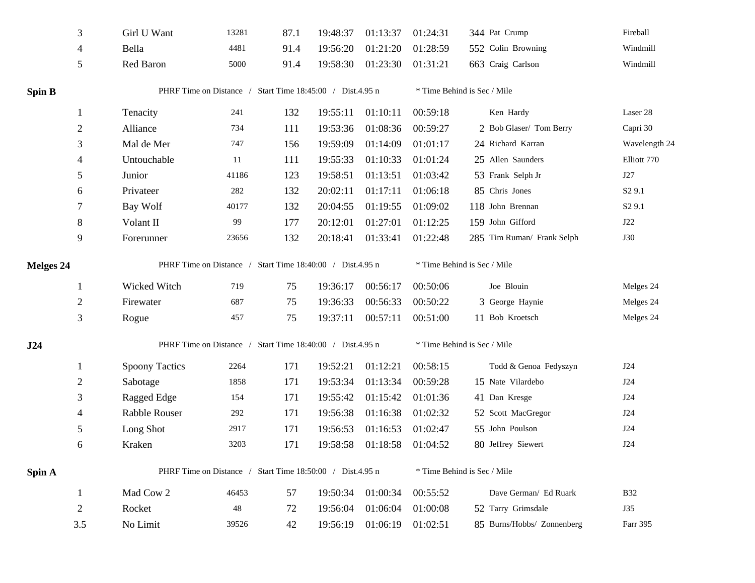| | | | | | | | | | |
|---|---|---|---|---|---|---|---|---|---|
| 3 | Girl U Want | 13281 | 87.1 | 19:48:37 | 01:13:37 | 01:24:31 | 344 | Pat Crump | Fireball |
| 4 | Bella | 4481 | 91.4 | 19:56:20 | 01:21:20 | 01:28:59 | 552 | Colin Browning | Windmill |
| 5 | Red Baron | 5000 | 91.4 | 19:58:30 | 01:23:30 | 01:31:21 | 663 | Craig Carlson | Windmill |

**Spin B** — PHRF Time on Distance / Start Time 18:45:00 / Dist.4.95 n — * Time Behind is Sec / Mile

| | | | | | | | | | |
|---|---|---|---|---|---|---|---|---|---|
| 1 | Tenacity | 241 | 132 | 19:55:11 | 01:10:11 | 00:59:18 | | Ken Hardy | Laser 28 |
| 2 | Alliance | 734 | 111 | 19:53:36 | 01:08:36 | 00:59:27 | 2 | Bob Glaser/ Tom Berry | Capri 30 |
| 3 | Mal de Mer | 747 | 156 | 19:59:09 | 01:14:09 | 01:01:17 | 24 | Richard Karran | Wavelength 24 |
| 4 | Untouchable | 11 | 111 | 19:55:33 | 01:10:33 | 01:01:24 | 25 | Allen Saunders | Elliott 770 |
| 5 | Junior | 41186 | 123 | 19:58:51 | 01:13:51 | 01:03:42 | 53 | Frank Selph Jr | J27 |
| 6 | Privateer | 282 | 132 | 20:02:11 | 01:17:11 | 01:06:18 | 85 | Chris Jones | S2 9.1 |
| 7 | Bay Wolf | 40177 | 132 | 20:04:55 | 01:19:55 | 01:09:02 | 118 | John Brennan | S2 9.1 |
| 8 | Volant II | 99 | 177 | 20:12:01 | 01:27:01 | 01:12:25 | 159 | John Gifford | J22 |
| 9 | Forerunner | 23656 | 132 | 20:18:41 | 01:33:41 | 01:22:48 | 285 | Tim Ruman/ Frank Selph | J30 |

**Melges 24** — PHRF Time on Distance / Start Time 18:40:00 / Dist.4.95 n — * Time Behind is Sec / Mile

| | | | | | | | | | |
|---|---|---|---|---|---|---|---|---|---|
| 1 | Wicked Witch | 719 | 75 | 19:36:17 | 00:56:17 | 00:50:06 | | Joe Blouin | Melges 24 |
| 2 | Firewater | 687 | 75 | 19:36:33 | 00:56:33 | 00:50:22 | 3 | George Haynie | Melges 24 |
| 3 | Rogue | 457 | 75 | 19:37:11 | 00:57:11 | 00:51:00 | 11 | Bob Kroetsch | Melges 24 |

**J24** — PHRF Time on Distance / Start Time 18:40:00 / Dist.4.95 n — * Time Behind is Sec / Mile

| | | | | | | | | | |
|---|---|---|---|---|---|---|---|---|---|
| 1 | Spoony Tactics | 2264 | 171 | 19:52:21 | 01:12:21 | 00:58:15 | | Todd & Genoa Fedyszyn | J24 |
| 2 | Sabotage | 1858 | 171 | 19:53:34 | 01:13:34 | 00:59:28 | 15 | Nate Vilardebo | J24 |
| 3 | Ragged Edge | 154 | 171 | 19:55:42 | 01:15:42 | 01:01:36 | 41 | Dan Kresge | J24 |
| 4 | Rabble Rouser | 292 | 171 | 19:56:38 | 01:16:38 | 01:02:32 | 52 | Scott MacGregor | J24 |
| 5 | Long Shot | 2917 | 171 | 19:56:53 | 01:16:53 | 01:02:47 | 55 | John Poulson | J24 |
| 6 | Kraken | 3203 | 171 | 19:58:58 | 01:18:58 | 01:04:52 | 80 | Jeffrey Siewert | J24 |

**Spin A** — PHRF Time on Distance / Start Time 18:50:00 / Dist.4.95 n — * Time Behind is Sec / Mile

| | | | | | | | | | |
|---|---|---|---|---|---|---|---|---|---|
| 1 | Mad Cow 2 | 46453 | 57 | 19:50:34 | 01:00:34 | 00:55:52 | | Dave German/ Ed Ruark | B32 |
| 2 | Rocket | 48 | 72 | 19:56:04 | 01:06:04 | 01:00:08 | 52 | Tarry Grimsdale | J35 |
| 3.5 | No Limit | 39526 | 42 | 19:56:19 | 01:06:19 | 01:02:51 | 85 | Burns/Hobbs/ Zonnenberg | Farr 395 |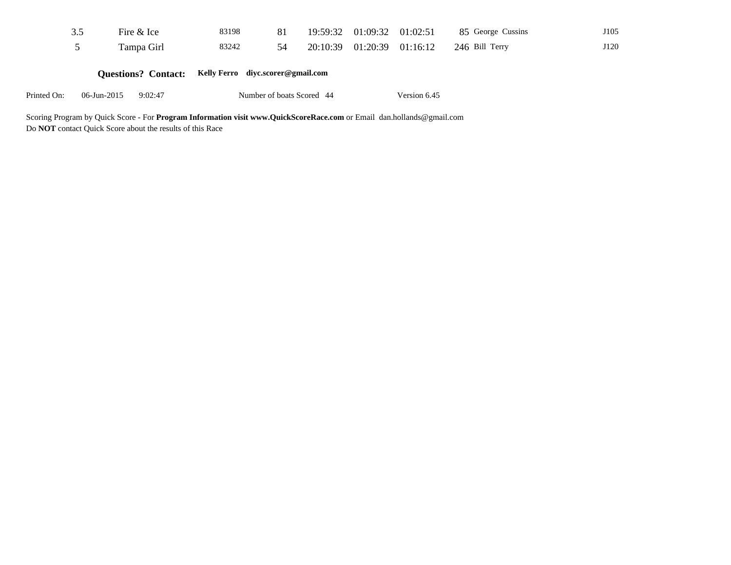| | | | | | | | | | |
|---|---|---|---|---|---|---|---|---|---|
| 3.5 | Fire & Ice | 83198 | 81 | 19:59:32 | 01:09:32 | 01:02:51 | 85 | George Cussins | J105 |
| 5 | Tampa Girl | 83242 | 54 | 20:10:39 | 01:20:39 | 01:16:12 | 246 | Bill Terry | J120 |

**Questions? Contact:** **Kelly Ferro diyc.scorer@gmail.com**

Printed On: 06-Jun-2015 9:02:47 Number of boats Scored 44 Version 6.45

Scoring Program by Quick Score - For **Program Information visit www.QuickScoreRace.com** or Email dan.hollands@gmail.com
Do **NOT** contact Quick Score about the results of this Race